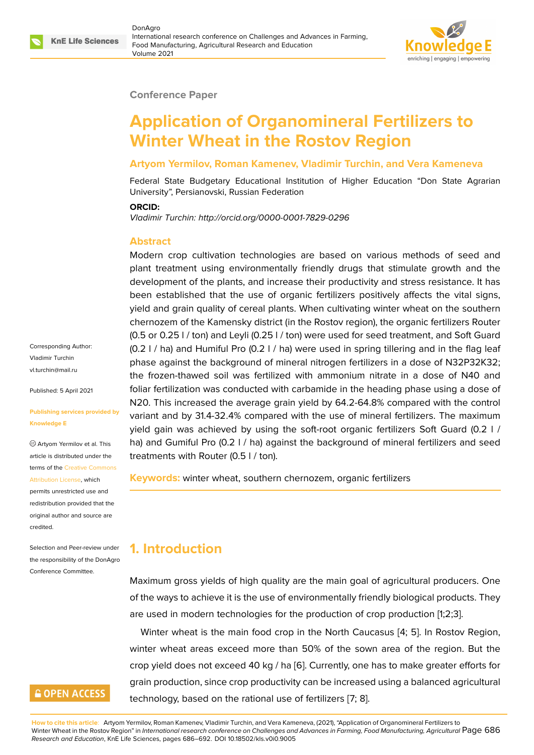Conference Paper

# Application of Organomineral Fertilizers to Winter Wheat in the Rostov Region

**Artyom Yermilov, Roman Kamenev, Vladimir Turchin, and Vera Kameneva**

Federal State Budgetary Educational Institution of Higher Education "Don State Agrarian University", Persianovski, Russian Federation

**ORCID:**

*Vladimir Turchin: http://orcid.org/0000-0001-7829-0296*

Corresponding Author: Vladimir Turchin vl.turchin@mail.ru

Published: 5 April 2021

Publishing services provided by Knowledge E

© Artyom Yermilov et al. This article is distributed under the terms of the Creative Commons Attribution License, which permits unrestricted use and redistribution provided that the original author and source are credited.

Selection and Peer-review under the responsibility of the DonAgro Conference Committee.

## Abstract

Modern crop cultivation technologies are based on various methods of seed and plant treatment using environmentally friendly drugs that stimulate growth and the development of the plants, and increase their productivity and stress resistance. It has been established that the use of organic fertilizers positively affects the vital signs, yield and grain quality of cereal plants. When cultivating winter wheat on the southern chernozem of the Kamensky district (in the Rostov region), the organic fertilizers Router (0.5 or 0.25 l / ton) and Leyli (0.25 l / ton) were used for seed treatment, and Soft Guard (0.2 l / ha) and Humiful Pro (0.2 l / ha) were used in spring tillering and in the flag leaf phase against the background of mineral nitrogen fertilizers in a dose of N32P32K32; the frozen-thawed soil was fertilized with ammonium nitrate in a dose of N40 and foliar fertilization was conducted with carbamide in the heading phase using a dose of N20. This increased the average grain yield by 64.2-64.8% compared with the control variant and by 31.4-32.4% compared with the use of mineral fertilizers. The maximum yield gain was achieved by using the soft-root organic fertilizers Soft Guard (0.2 l / ha) and Gumiful Pro (0.2 l / ha) against the background of mineral fertilizers and seed treatments with Router (0.5 l / ton).

**Keywords:** winter wheat, southern chernozem, organic fertilizers

## 1. Introduction

Maximum gross yields of high quality are the main goal of agricultural producers. One of the ways to achieve it is the use of environmentally friendly biological products. They are used in modern technologies for the production of crop production [1;2;3].

Winter wheat is the main food crop in the North Caucasus [4; 5]. In Rostov Region, winter wheat areas exceed more than 50% of the sown area of the region. But the crop yield does not exceed 40 kg / ha [6]. Currently, one has to make greater efforts for grain production, since crop productivity can be increased using a balanced agricultural technology, based on the rational use of fertilizers [7; 8].

**How to cite this article:** Artyom Yermilov, Roman Kamenev, Vladimir Turchin, and Vera Kameneva, (2021), "Application of Organomineral Fertilizers to Winter Wheat in the Rostov Region" in *International research conference on Challenges and Advances in Farming, Food Manufacturing, Agricultural Research and Education*, KnE Life Sciences, pages 686–692. DOI 10.18502/kls.v0i0.9005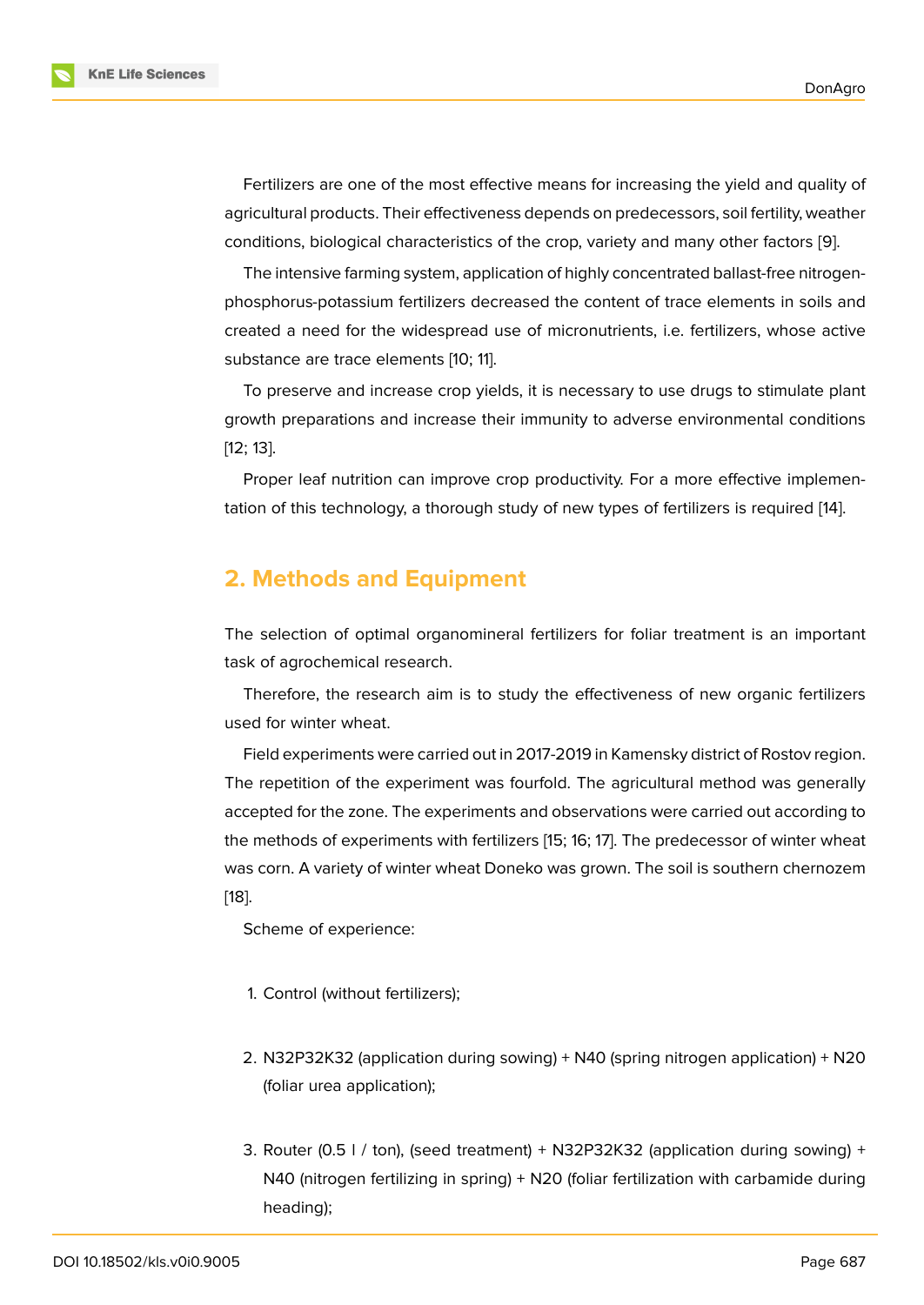Fertilizers are one of the most effective means for increasing the yield and quality of agricultural products. Their effectiveness depends on predecessors, soil fertility, weather conditions, biological characteristics of the crop, variety and many other factors [9].

The intensive farming system, application of highly concentrated ballast-free nitrogen-phosphorus-potassium fertilizers decreased the content of trace elements in soils and created a need for the widespread use of micronutrients, i.e. fertilizers, whose active substance are trace elements [10; 11].

To preserve and increase crop yields, it is necessary to use drugs to stimulate plant growth preparations and increase their immunity to adverse environmental conditions [12; 13].

Proper leaf nutrition can improve crop productivity. For a more effective implementation of this technology, a thorough study of new types of fertilizers is required [14].

## 2. Methods and Equipment

The selection of optimal organomineral fertilizers for foliar treatment is an important task of agrochemical research.

Therefore, the research aim is to study the effectiveness of new organic fertilizers used for winter wheat.

Field experiments were carried out in 2017-2019 in Kamensky district of Rostov region. The repetition of the experiment was fourfold. The agricultural method was generally accepted for the zone. The experiments and observations were carried out according to the methods of experiments with fertilizers [15; 16; 17]. The predecessor of winter wheat was corn. A variety of winter wheat Doneko was grown. The soil is southern chernozem [18].

Scheme of experience:

1. Control (without fertilizers);

2. $N_{32}P_{32}K_{32}$ (application during sowing) + $N_{40}$ (spring nitrogen application) + $N_{20}$ (foliar urea application);

3. Router (0.5 l / ton), (seed treatment) + $N_{32}P_{32}K_{32}$ (application during sowing) + $N_{40}$ (nitrogen fertilizing in spring) + $N_{20}$ (foliar fertilization with carbamide during heading);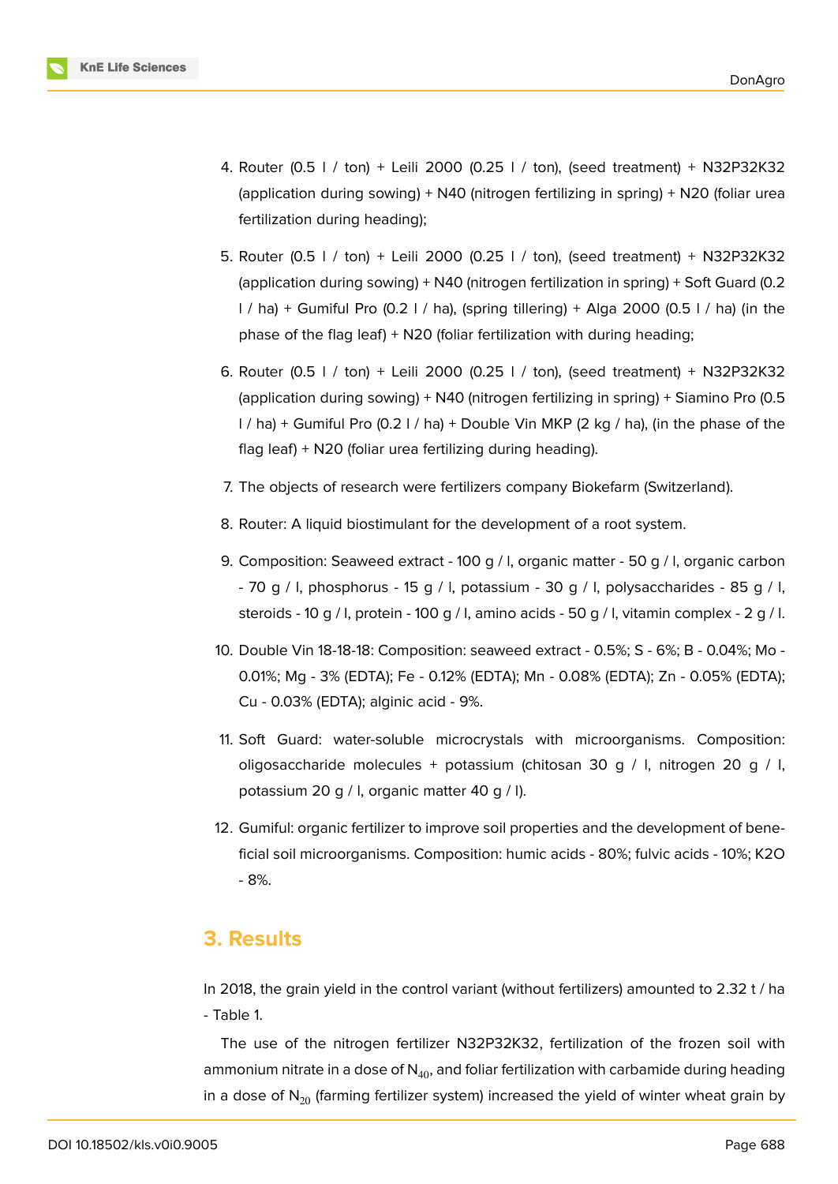4. Router (0.5 l / ton) + Leili 2000 (0.25 l / ton), (seed treatment) + N32P32K32 (application during sowing) + N40 (nitrogen fertilizing in spring) + N20 (foliar urea fertilization during heading);

5. Router (0.5 l / ton) + Leili 2000 (0.25 l / ton), (seed treatment) + N32P32K32 (application during sowing) + N40 (nitrogen fertilization in spring) + Soft Guard (0.2 l / ha) + Gumiful Pro (0.2 l / ha), (spring tillering) + Alga 2000 (0.5 l / ha) (in the phase of the flag leaf) + N20 (foliar fertilization with during heading;

6. Router (0.5 l / ton) + Leili 2000 (0.25 l / ton), (seed treatment) + N32P32K32 (application during sowing) + N40 (nitrogen fertilizing in spring) + Siamino Pro (0.5 l / ha) + Gumiful Pro (0.2 l / ha) + Double Vin MKP (2 kg / ha), (in the phase of the flag leaf) + N20 (foliar urea fertilizing during heading).

7. The objects of research were fertilizers company Biokefarm (Switzerland).

8. Router: A liquid biostimulant for the development of a root system.

9. Composition: Seaweed extract - 100 g / l, organic matter - 50 g / l, organic carbon - 70 g / l, phosphorus - 15 g / l, potassium - 30 g / l, polysaccharides - 85 g / l, steroids - 10 g / l, protein - 100 g / l, amino acids - 50 g / l, vitamin complex - 2 g / l.

10. Double Vin 18-18-18: Composition: seaweed extract - 0.5%; S - 6%; B - 0.04%; Mo - 0.01%; Mg - 3% (EDTA); Fe - 0.12% (EDTA); Mn - 0.08% (EDTA); Zn - 0.05% (EDTA); Cu - 0.03% (EDTA); alginic acid - 9%.

11. Soft Guard: water-soluble microcrystals with microorganisms. Composition: oligosaccharide molecules + potassium (chitosan 30 g / l, nitrogen 20 g / l, potassium 20 g / l, organic matter 40 g / l).

12. Gumiful: organic fertilizer to improve soil properties and the development of beneficial soil microorganisms. Composition: humic acids - 80%; fulvic acids - 10%; K2O - 8%.

## 3. Results

In 2018, the grain yield in the control variant (without fertilizers) amounted to 2.32 t / ha - Table 1.

The use of the nitrogen fertilizer N32P32K32, fertilization of the frozen soil with ammonium nitrate in a dose of $N_{40}$, and foliar fertilization with carbamide during heading in a dose of $N_{20}$ (farming fertilizer system) increased the yield of winter wheat grain by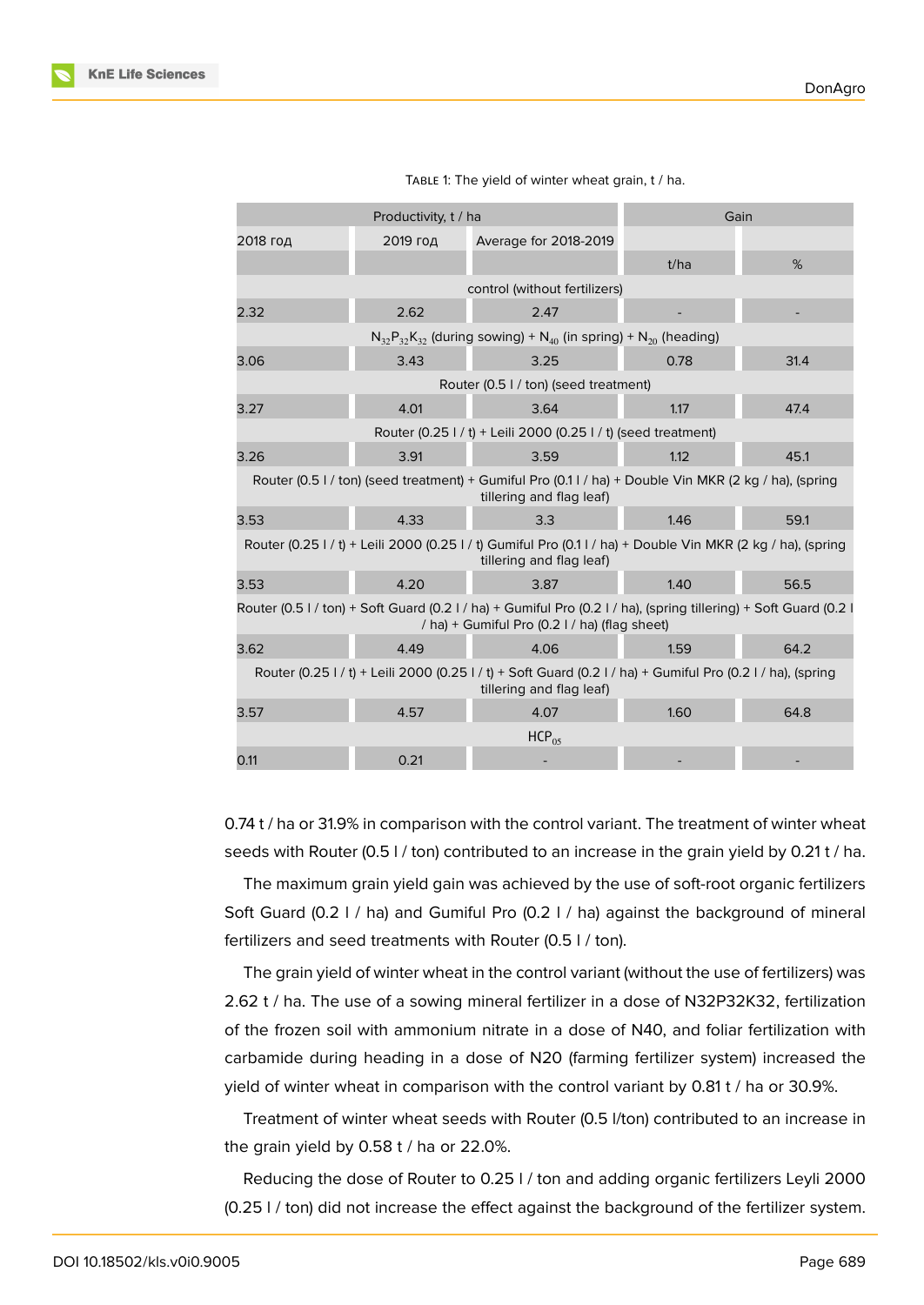Table 1: The yield of winter wheat grain, t / ha.

| Productivity, t / ha | | | Gain | |
|---|---|---|---|---|
| 2018 год | 2019 год | Average for 2018-2019 | | |
| | | | t/ha | % |
| control (without fertilizers) | | | | |
| 2.32 | 2.62 | 2.47 | - | - |
| $N_{32}P_{32}K_{32}$ (during sowing) + $N_{40}$ (in spring) + $N_{20}$ (heading) | | | | |
| 3.06 | 3.43 | 3.25 | 0.78 | 31.4 |
| Router (0.5 l / ton) (seed treatment) | | | | |
| 3.27 | 4.01 | 3.64 | 1.17 | 47.4 |
| Router (0.25 l / t) + Leili 2000 (0.25 l / t) (seed treatment) | | | | |
| 3.26 | 3.91 | 3.59 | 1.12 | 45.1 |
| Router (0.5 l / ton) (seed treatment) + Gumiful Pro (0.1 l / ha) + Double Vin MKR (2 kg / ha), (spring tillering and flag leaf) | | | | |
| 3.53 | 4.33 | 3.3 | 1.46 | 59.1 |
| Router (0.25 l / t) + Leili 2000 (0.25 l / t) Gumiful Pro (0.1 l / ha) + Double Vin MKR (2 kg / ha), (spring tillering and flag leaf) | | | | |
| 3.53 | 4.20 | 3.87 | 1.40 | 56.5 |
| Router (0.5 l / ton) + Soft Guard (0.2 l / ha) + Gumiful Pro (0.2 l / ha), (spring tillering) + Soft Guard (0.2 l / ha) + Gumiful Pro (0.2 l / ha) (flag sheet) | | | | |
| 3.62 | 4.49 | 4.06 | 1.59 | 64.2 |
| Router (0.25 l / t) + Leili 2000 (0.25 l / t) + Soft Guard (0.2 l / ha) + Gumiful Pro (0.2 l / ha), (spring tillering and flag leaf) | | | | |
| 3.57 | 4.57 | 4.07 | 1.60 | 64.8 |
| $HCP_{05}$ | | | | |
| 0.11 | 0.21 | - | - | - |

0.74 t / ha or 31.9% in comparison with the control variant. The treatment of winter wheat seeds with Router (0.5 l / ton) contributed to an increase in the grain yield by 0.21 t / ha.

The maximum grain yield gain was achieved by the use of soft-root organic fertilizers Soft Guard (0.2 l / ha) and Gumiful Pro (0.2 l / ha) against the background of mineral fertilizers and seed treatments with Router (0.5 l / ton).

The grain yield of winter wheat in the control variant (without the use of fertilizers) was 2.62 t / ha. The use of a sowing mineral fertilizer in a dose of N32P32K32, fertilization of the frozen soil with ammonium nitrate in a dose of N40, and foliar fertilization with carbamide during heading in a dose of N20 (farming fertilizer system) increased the yield of winter wheat in comparison with the control variant by 0.81 t / ha or 30.9%.

Treatment of winter wheat seeds with Router (0.5 l/ton) contributed to an increase in the grain yield by 0.58 t / ha or 22.0%.

Reducing the dose of Router to 0.25 l / ton and adding organic fertilizers Leyli 2000 (0.25 l / ton) did not increase the effect against the background of the fertilizer system.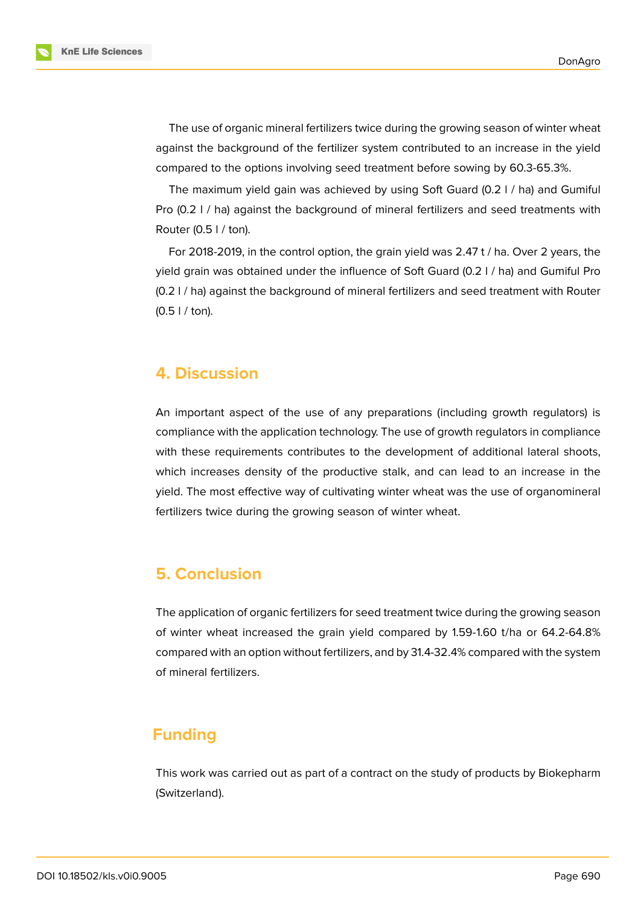The use of organic mineral fertilizers twice during the growing season of winter wheat against the background of the fertilizer system contributed to an increase in the yield compared to the options involving seed treatment before sowing by 60.3-65.3%.

The maximum yield gain was achieved by using Soft Guard (0.2 l / ha) and Gumiful Pro (0.2 l / ha) against the background of mineral fertilizers and seed treatments with Router (0.5 l / ton).

For 2018-2019, in the control option, the grain yield was 2.47 t / ha. Over 2 years, the yield grain was obtained under the influence of Soft Guard (0.2 l / ha) and Gumiful Pro (0.2 l / ha) against the background of mineral fertilizers and seed treatment with Router (0.5 l / ton).

## 4. Discussion

An important aspect of the use of any preparations (including growth regulators) is compliance with the application technology. The use of growth regulators in compliance with these requirements contributes to the development of additional lateral shoots, which increases density of the productive stalk, and can lead to an increase in the yield. The most effective way of cultivating winter wheat was the use of organomineral fertilizers twice during the growing season of winter wheat.

## 5. Conclusion

The application of organic fertilizers for seed treatment twice during the growing season of winter wheat increased the grain yield compared by 1.59-1.60 t/ha or 64.2-64.8% compared with an option without fertilizers, and by 31.4-32.4% compared with the system of mineral fertilizers.

## Funding

This work was carried out as part of a contract on the study of products by Biokepharm (Switzerland).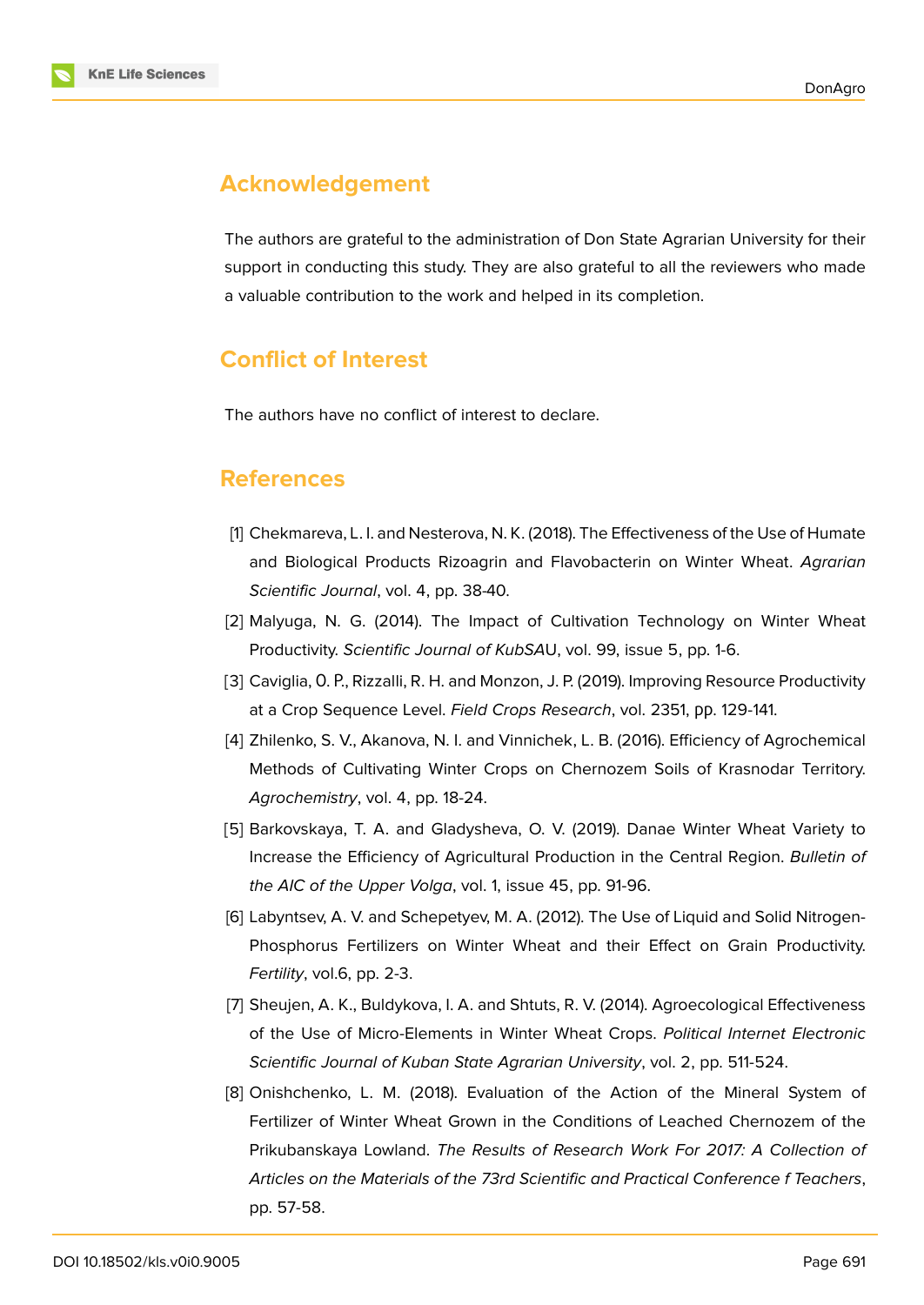## Acknowledgement

The authors are grateful to the administration of Don State Agrarian University for their support in conducting this study. They are also grateful to all the reviewers who made a valuable contribution to the work and helped in its completion.

## Conflict of Interest

The authors have no conflict of interest to declare.

## References

[1] Chekmareva, L. I. and Nesterova, N. K. (2018). The Effectiveness of the Use of Humate and Biological Products Rizoagrin and Flavobacterin on Winter Wheat. *Agrarian Scientific Journal*, vol. 4, pp. 38-40.

[2] Malyuga, N. G. (2014). The Impact of Cultivation Technology on Winter Wheat Productivity. *Scientific Journal of KubSA*U, vol. 99, issue 5, pp. 1-6.

[3] Caviglia, O. P., Rizzalli, R. H. and Monzon, J. P. (2019). Improving Resource Productivity at a Crop Sequence Level. *Field Crops Research*, vol. 2351, pp. 129-141.

[4] Zhilenko, S. V., Akanova, N. I. and Vinnichek, L. B. (2016). Efficiency of Agrochemical Methods of Cultivating Winter Crops on Chernozem Soils of Krasnodar Territory. *Agrochemistry*, vol. 4, pp. 18-24.

[5] Barkovskaya, T. A. and Gladysheva, O. V. (2019). Danae Winter Wheat Variety to Increase the Efficiency of Agricultural Production in the Central Region. *Bulletin of the AIC of the Upper Volga*, vol. 1, issue 45, pp. 91-96.

[6] Labyntsev, A. V. and Schepetyev, M. A. (2012). The Use of Liquid and Solid Nitrogen-Phosphorus Fertilizers on Winter Wheat and their Effect on Grain Productivity. *Fertility*, vol.6, pp. 2-3.

[7] Sheujen, A. K., Buldykova, I. A. and Shtuts, R. V. (2014). Agroecological Effectiveness of the Use of Micro-Elements in Winter Wheat Crops. *Political Internet Electronic Scientific Journal of Kuban State Agrarian University*, vol. 2, pp. 511-524.

[8] Onishchenko, L. M. (2018). Evaluation of the Action of the Mineral System of Fertilizer of Winter Wheat Grown in the Conditions of Leached Chernozem of the Prikubanskaya Lowland. *The Results of Research Work For 2017: A Collection of Articles on the Materials of the 73rd Scientific and Practical Conference f Teachers*, pp. 57-58.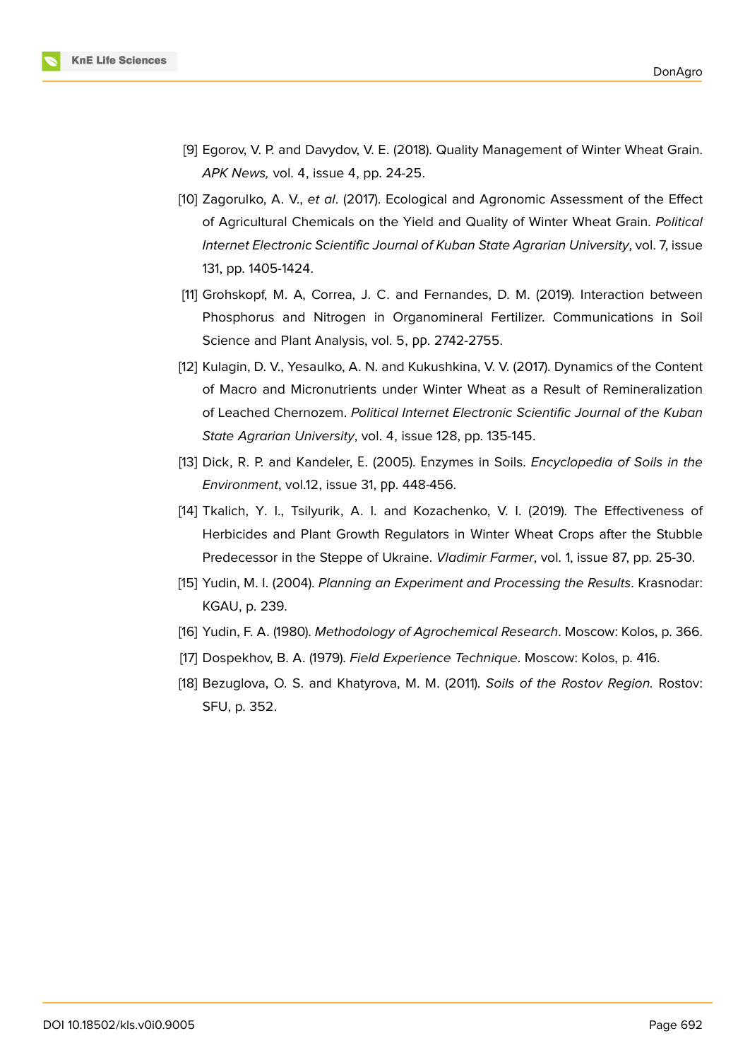[9] Egorov, V. P. and Davydov, V. E. (2018). Quality Management of Winter Wheat Grain. *APK News,* vol. 4, issue 4, pp. 24-25.

[10] Zagorulko, A. V., *et al*. (2017). Ecological and Agronomic Assessment of the Effect of Agricultural Chemicals on the Yield and Quality of Winter Wheat Grain. *Political Internet Electronic Scientific Journal of Kuban State Agrarian University*, vol. 7, issue 131, pp. 1405-1424.

[11] Grohskopf, M. A, Correa, J. C. and Fernandes, D. M. (2019). Interaction between Phosphorus and Nitrogen in Organomineral Fertilizer. Communications in Soil Science and Plant Analysis, vol. 5, pp. 2742-2755.

[12] Kulagin, D. V., Yesaulko, A. N. and Kukushkina, V. V. (2017). Dynamics of the Content of Macro and Micronutrients under Winter Wheat as a Result of Remineralization of Leached Chernozem. *Political Internet Electronic Scientific Journal of the Kuban State Agrarian University*, vol. 4, issue 128, pp. 135-145.

[13] Dick, R. P. and Kandeler, E. (2005). Enzymes in Soils. *Encyclopedia of Soils in the Environment*, vol.12, issue 31, pp. 448-456.

[14] Tkalich, Y. I., Tsilyurik, A. I. and Kozachenko, V. I. (2019). The Effectiveness of Herbicides and Plant Growth Regulators in Winter Wheat Crops after the Stubble Predecessor in the Steppe of Ukraine. *Vladimir Farmer*, vol. 1, issue 87, pp. 25-30.

[15] Yudin, M. I. (2004). *Planning an Experiment and Processing the Results*. Krasnodar: KGAU, p. 239.

[16] Yudin, F. A. (1980). *Methodology of Agrochemical Research*. Moscow: Kolos, p. 366.

[17] Dospekhov, B. A. (1979). *Field Experience Technique*. Moscow: Kolos, p. 416.

[18] Bezuglova, O. S. and Khatyrova, M. M. (2011). *Soils of the Rostov Region.* Rostov: SFU, p. 352.